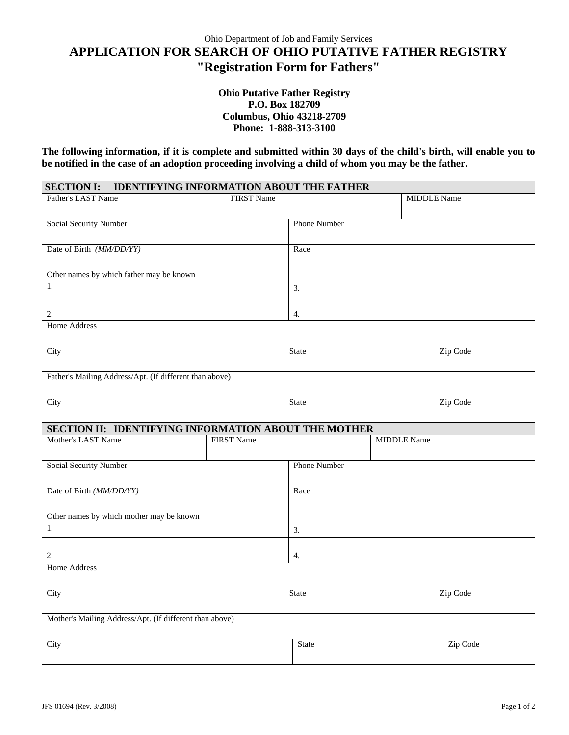Ohio Department of Job and Family Services

# APPLICATION FOR SEARCH OF OHIO PUTATIVE FATHER REGISTRY
## "Registration Form for Fathers"

**Ohio Putative Father Registry**
**P.O. Box 182709**
**Columbus, Ohio 43218-2709**
**Phone: 1-888-313-3100**

**The following information, if it is complete and submitted within 30 days of the child's birth, will enable you to be notified in the case of an adoption proceeding involving a child of whom you may be the father.**

| **SECTION I: IDENTIFYING INFORMATION ABOUT THE FATHER** | | |
|---|---|---|
| Father's LAST Name | FIRST Name | MIDDLE Name |
| Social Security Number | Phone Number | |
| Date of Birth *(MM/DD/YY)* | Race | |
| Other names by which father may be known<br>1. | 3. | |
| 2. | 4. | |
| Home Address | | |
| City | State | Zip Code |
| Father's Mailing Address/Apt. (If different than above) | | |
| City | State | Zip Code |

| **SECTION II: IDENTIFYING INFORMATION ABOUT THE MOTHER** | | |
|---|---|---|
| Mother's LAST Name | FIRST Name | MIDDLE Name |
| Social Security Number | Phone Number | |
| Date of Birth *(MM/DD/YY)* | Race | |
| Other names by which mother may be known<br>1. | 3. | |
| 2. | 4. | |
| Home Address | | |
| City | State | Zip Code |
| Mother's Mailing Address/Apt. (If different than above) | | |
| City | State | Zip Code |

JFS 01694 (Rev. 3/2008)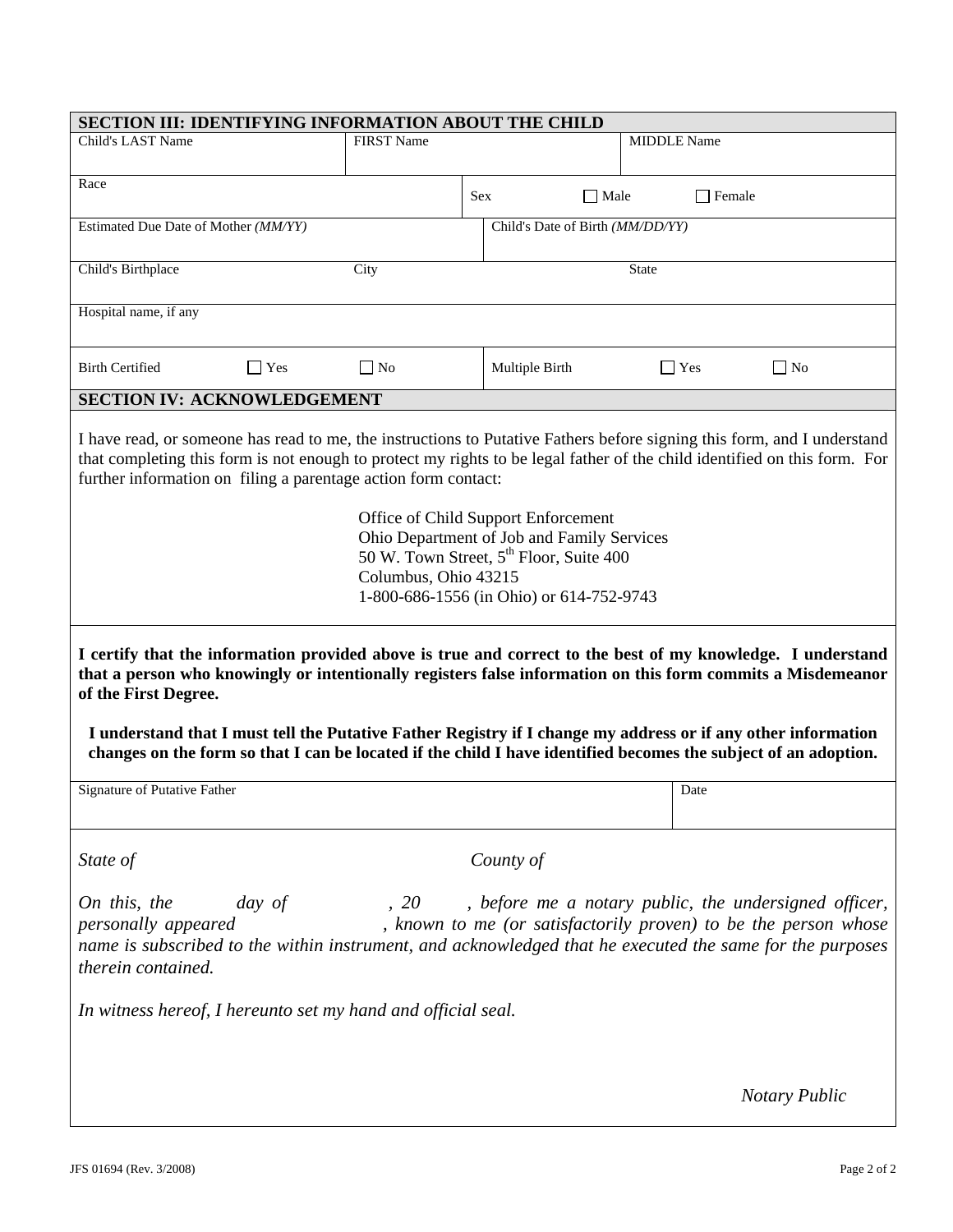## SECTION III: IDENTIFYING INFORMATION ABOUT THE CHILD

| Child's LAST Name | FIRST Name | MIDDLE Name |
|---|---|---|
| | | |

| Race | Sex ☐ Male ☐ Female |
|---|---|
| | |

| Estimated Due Date of Mother *(MM/YY)* | Child's Date of Birth *(MM/DD/YY)* |
|---|---|
| | |

| Child's Birthplace | City | State |
|---|---|---|
| | | |

| Hospital name, if any |
|---|
| |

| Birth Certified | ☐ Yes | ☐ No | Multiple Birth | ☐ Yes | ☐ No |
|---|---|---|---|---|---|

## SECTION IV: ACKNOWLEDGEMENT

I have read, or someone has read to me, the instructions to Putative Fathers before signing this form, and I understand that completing this form is not enough to protect my rights to be legal father of the child identified on this form. For further information on filing a parentage action form contact:

Office of Child Support Enforcement
Ohio Department of Job and Family Services
50 W. Town Street, 5th Floor, Suite 400
Columbus, Ohio 43215
1-800-686-1556 (in Ohio) or 614-752-9743

**I certify that the information provided above is true and correct to the best of my knowledge. I understand that a person who knowingly or intentionally registers false information on this form commits a Misdemeanor of the First Degree.**

**I understand that I must tell the Putative Father Registry if I change my address or if any other information changes on the form so that I can be located if the child I have identified becomes the subject of an adoption.**

| Signature of Putative Father | Date |
|---|---|
| | |

*State of* *County of*

*On this, the day of , 20 , before me a notary public, the undersigned officer, personally appeared , known to me (or satisfactorily proven) to be the person whose name is subscribed to the within instrument, and acknowledged that he executed the same for the purposes therein contained.*

*In witness hereof, I hereunto set my hand and official seal.*

*Notary Public*

JFS 01694 (Rev. 3/2008)